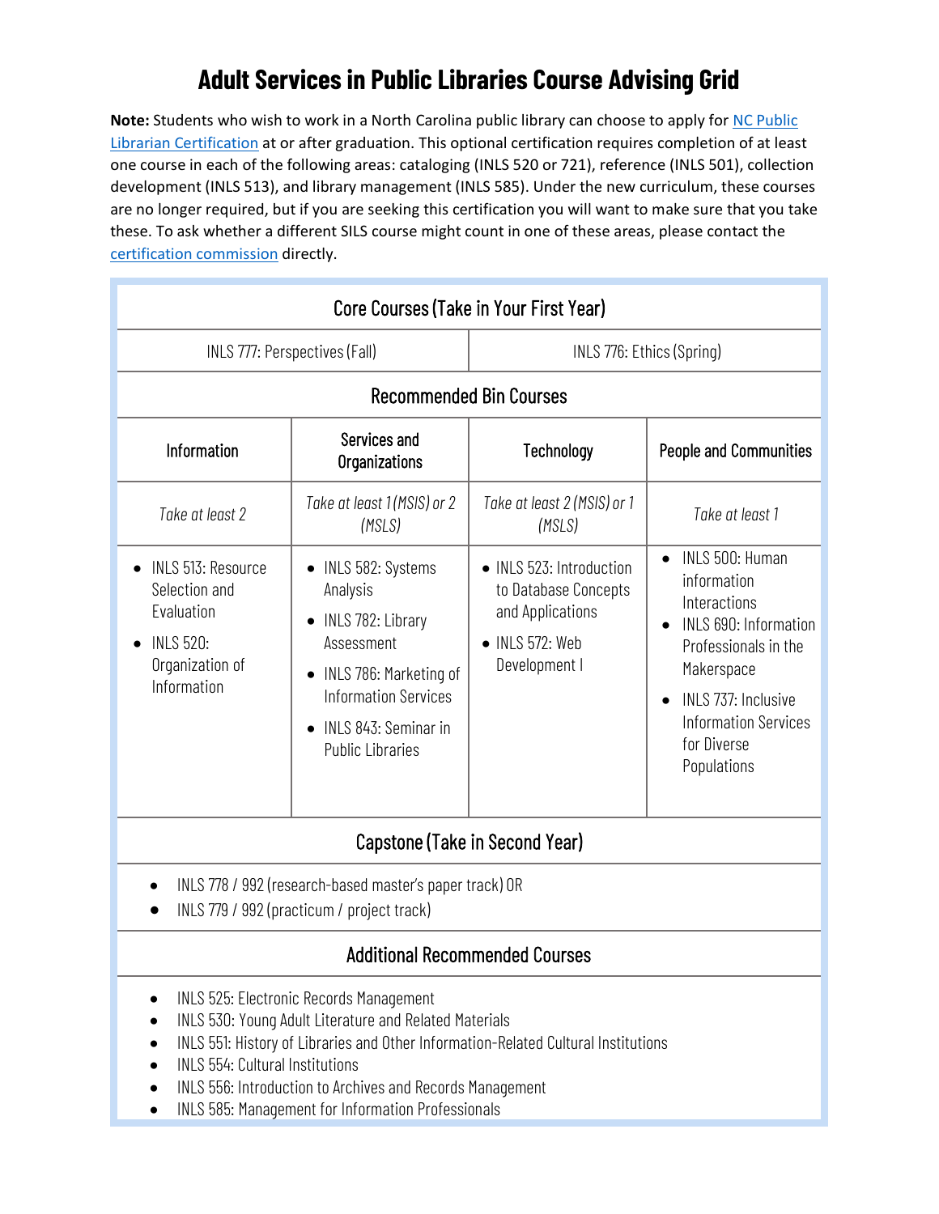# Adult Services in Public Libraries Course Advising Grid

**Note:** Students who wish to work in a North Carolina public library can choose to apply for NC Public Librarian Certification at or after graduation. This optional certification requires completion of at least one course in each of the following areas: cataloging (INLS 520 or 721), reference (INLS 501), collection development (INLS 513), and library management (INLS 585). Under the new curriculum, these courses are no longer required, but if you are seeking this certification you will want to make sure that you take these. To ask whether a different SILS course might count in one of these areas, please contact the certification commission directly.

## Core Courses (Take in Your First Year)

| INLS 777: Perspectives (Fall) | INLS 776: Ethics (Spring) |
|---|---|

## Recommended Bin Courses

| Information | Services and Organizations | Technology | People and Communities |
|---|---|---|---|
| *Take at least 2* | *Take at least 1 (MSIS) or 2 (MSLS)* | *Take at least 2 (MSIS) or 1 (MSLS)* | *Take at least 1* |
| • INLS 513: Resource Selection and Evaluation<br>• INLS 520: Organization of Information | • INLS 582: Systems Analysis<br>• INLS 782: Library Assessment<br>• INLS 786: Marketing of Information Services<br>• INLS 843: Seminar in Public Libraries | • INLS 523: Introduction to Database Concepts and Applications<br>• INLS 572: Web Development I | • INLS 500: Human information Interactions<br>• INLS 690: Information Professionals in the Makerspace<br>• INLS 737: Inclusive Information Services for Diverse Populations |

## Capstone (Take in Second Year)

- INLS 778 / 992 (research-based master's paper track) OR
- INLS 779 / 992 (practicum / project track)

## Additional Recommended Courses

- INLS 525: Electronic Records Management
- INLS 530: Young Adult Literature and Related Materials
- INLS 551: History of Libraries and Other Information-Related Cultural Institutions
- INLS 554: Cultural Institutions
- INLS 556: Introduction to Archives and Records Management
- INLS 585: Management for Information Professionals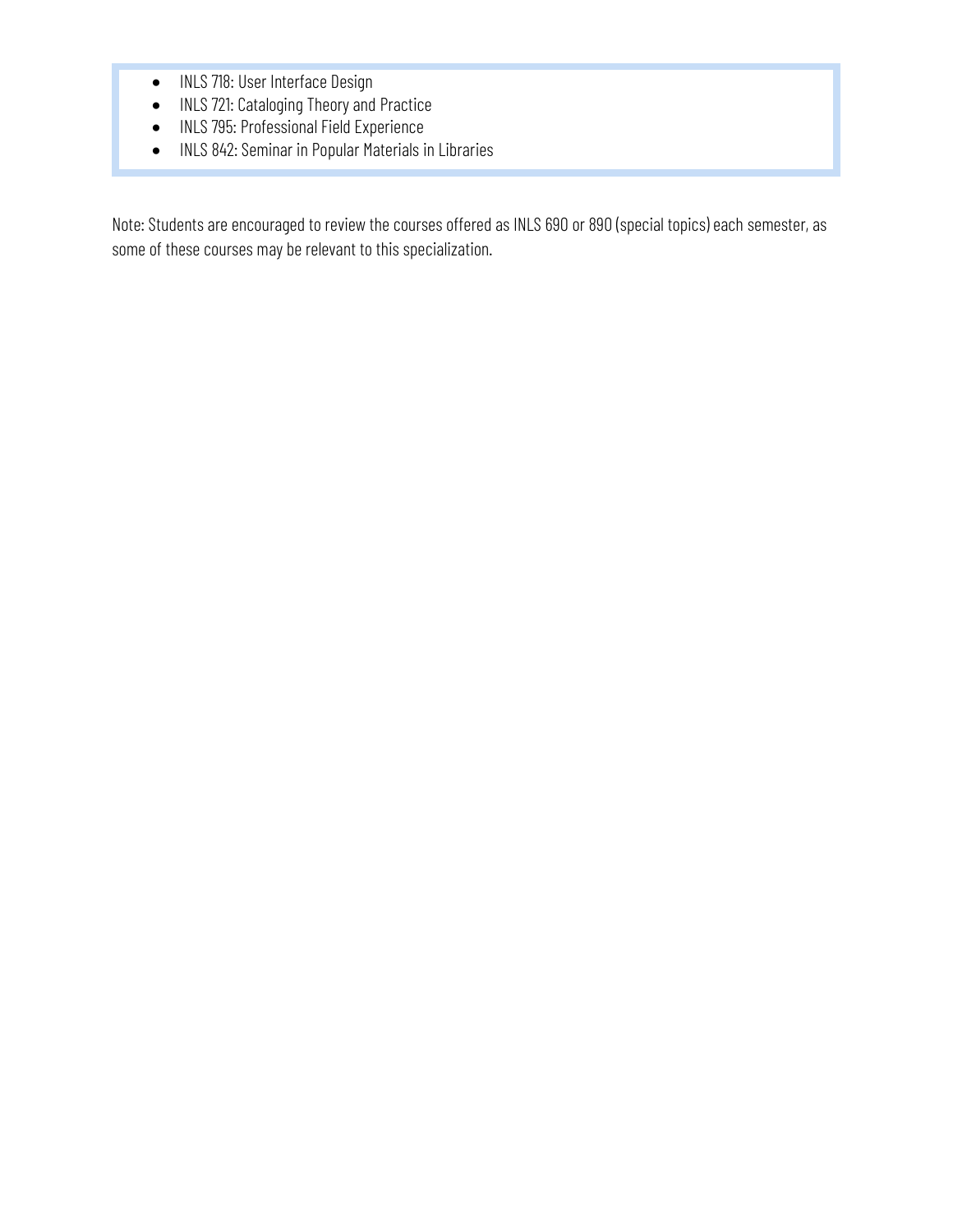- INLS 718: User Interface Design
- INLS 721: Cataloging Theory and Practice
- INLS 795: Professional Field Experience
- INLS 842: Seminar in Popular Materials in Libraries

Note: Students are encouraged to review the courses offered as INLS 690 or 890 (special topics) each semester, as some of these courses may be relevant to this specialization.